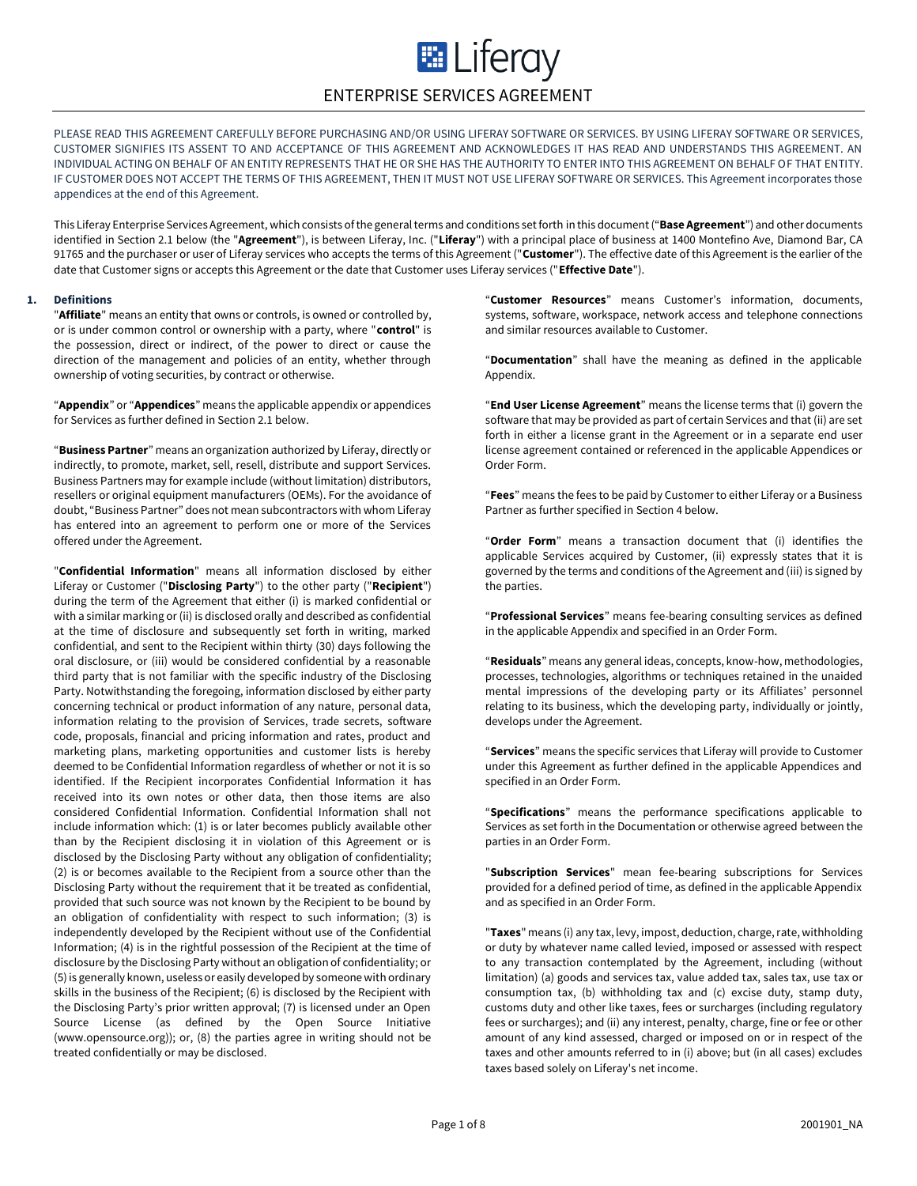# Liferay

## ENTERPRISE SERVICES AGREEMENT

PLEASE READ THIS AGREEMENT CAREFULLY BEFORE PURCHASING AND/OR USING LIFERAY SOFTWARE OR SERVICES. BY USING LIFERAY SOFTWARE OR SERVICES, CUSTOMER SIGNIFIES ITS ASSENT TO AND ACCEPTANCE OF THIS AGREEMENT AND ACKNOWLEDGES IT HAS READ AND UNDERSTANDS THIS AGREEMENT. AN INDIVIDUAL ACTING ON BEHALF OF AN ENTITY REPRESENTS THAT HE OR SHE HAS THE AUTHORITY TO ENTER INTO THIS AGREEMENT ON BEHALF OF THAT ENTITY. IF CUSTOMER DOES NOT ACCEPT THE TERMS OF THIS AGREEMENT, THEN IT MUST NOT USE LIFERAY SOFTWARE OR SERVICES. This Agreement incorporates those appendices at the end of this Agreement.

This Liferay Enterprise Services Agreement, which consists of the general terms and conditions set forth in this document ("**Base Agreement**") and other documents identified in Section 2.1 below (the "**Agreement**"), is between Liferay, Inc. ("**Liferay**") with a principal place of business at 1400 Montefino Ave, Diamond Bar, CA 91765 and the purchaser or user of Liferay services who accepts the terms of this Agreement ("**Customer**"). The effective date of this Agreement is the earlier of the date that Customer signs or accepts this Agreement or the date that Customer uses Liferay services ("**Effective Date**").

### 1. Definitions

"**Affiliate**" means an entity that owns or controls, is owned or controlled by, or is under common control or ownership with a party, where "**control**" is the possession, direct or indirect, of the power to direct or cause the direction of the management and policies of an entity, whether through ownership of voting securities, by contract or otherwise.

"**Appendix**" or "**Appendices**" means the applicable appendix or appendices for Services as further defined in Section 2.1 below.

"**Business Partner**" means an organization authorized by Liferay, directly or indirectly, to promote, market, sell, resell, distribute and support Services. Business Partners may for example include (without limitation) distributors, resellers or original equipment manufacturers (OEMs). For the avoidance of doubt, "Business Partner" does not mean subcontractors with whom Liferay has entered into an agreement to perform one or more of the Services offered under the Agreement.

"**Confidential Information**" means all information disclosed by either Liferay or Customer ("**Disclosing Party**") to the other party ("**Recipient**") during the term of the Agreement that either (i) is marked confidential or with a similar marking or (ii) is disclosed orally and described as confidential at the time of disclosure and subsequently set forth in writing, marked confidential, and sent to the Recipient within thirty (30) days following the oral disclosure, or (iii) would be considered confidential by a reasonable third party that is not familiar with the specific industry of the Disclosing Party. Notwithstanding the foregoing, information disclosed by either party concerning technical or product information of any nature, personal data, information relating to the provision of Services, trade secrets, software code, proposals, financial and pricing information and rates, product and marketing plans, marketing opportunities and customer lists is hereby deemed to be Confidential Information regardless of whether or not it is so identified. If the Recipient incorporates Confidential Information it has received into its own notes or other data, then those items are also considered Confidential Information. Confidential Information shall not include information which: (1) is or later becomes publicly available other than by the Recipient disclosing it in violation of this Agreement or is disclosed by the Disclosing Party without any obligation of confidentiality; (2) is or becomes available to the Recipient from a source other than the Disclosing Party without the requirement that it be treated as confidential, provided that such source was not known by the Recipient to be bound by an obligation of confidentiality with respect to such information; (3) is independently developed by the Recipient without use of the Confidential Information; (4) is in the rightful possession of the Recipient at the time of disclosure by the Disclosing Party without an obligation of confidentiality; or (5) is generally known, useless or easily developed by someone with ordinary skills in the business of the Recipient; (6) is disclosed by the Recipient with the Disclosing Party's prior written approval; (7) is licensed under an Open Source License (as defined by the Open Source Initiative (www.opensource.org)); or, (8) the parties agree in writing should not be treated confidentially or may be disclosed.

"**Customer Resources**" means Customer's information, documents, systems, software, workspace, network access and telephone connections and similar resources available to Customer.

"**Documentation**" shall have the meaning as defined in the applicable Appendix.

"**End User License Agreement**" means the license terms that (i) govern the software that may be provided as part of certain Services and that (ii) are set forth in either a license grant in the Agreement or in a separate end user license agreement contained or referenced in the applicable Appendices or Order Form.

"**Fees**" means the fees to be paid by Customer to either Liferay or a Business Partner as further specified in Section 4 below.

"**Order Form**" means a transaction document that (i) identifies the applicable Services acquired by Customer, (ii) expressly states that it is governed by the terms and conditions of the Agreement and (iii) is signed by the parties.

"**Professional Services**" means fee-bearing consulting services as defined in the applicable Appendix and specified in an Order Form.

"**Residuals**" means any general ideas, concepts, know-how, methodologies, processes, technologies, algorithms or techniques retained in the unaided mental impressions of the developing party or its Affiliates' personnel relating to its business, which the developing party, individually or jointly, develops under the Agreement.

"**Services**" means the specific services that Liferay will provide to Customer under this Agreement as further defined in the applicable Appendices and specified in an Order Form.

"**Specifications**" means the performance specifications applicable to Services as set forth in the Documentation or otherwise agreed between the parties in an Order Form.

"**Subscription Services**" mean fee-bearing subscriptions for Services provided for a defined period of time, as defined in the applicable Appendix and as specified in an Order Form.

"**Taxes**" means (i) any tax, levy, impost, deduction, charge, rate, withholding or duty by whatever name called levied, imposed or assessed with respect to any transaction contemplated by the Agreement, including (without limitation) (a) goods and services tax, value added tax, sales tax, use tax or consumption tax, (b) withholding tax and (c) excise duty, stamp duty, customs duty and other like taxes, fees or surcharges (including regulatory fees or surcharges); and (ii) any interest, penalty, charge, fine or fee or other amount of any kind assessed, charged or imposed on or in respect of the taxes and other amounts referred to in (i) above; but (in all cases) excludes taxes based solely on Liferay's net income.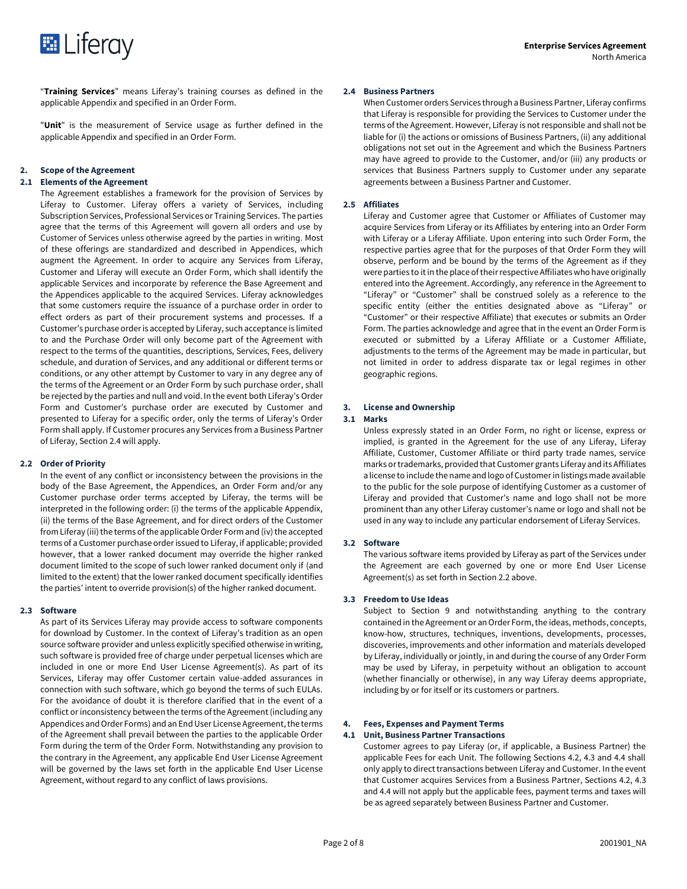"**Training Services**" means Liferay's training courses as defined in the applicable Appendix and specified in an Order Form.

"**Unit**" is the measurement of Service usage as further defined in the applicable Appendix and specified in an Order Form.

## 2. Scope of the Agreement

### 2.1 Elements of the Agreement

The Agreement establishes a framework for the provision of Services by Liferay to Customer. Liferay offers a variety of Services, including Subscription Services, Professional Services or Training Services. The parties agree that the terms of this Agreement will govern all orders and use by Customer of Services unless otherwise agreed by the parties in writing. Most of these offerings are standardized and described in Appendices, which augment the Agreement. In order to acquire any Services from Liferay, Customer and Liferay will execute an Order Form, which shall identify the applicable Services and incorporate by reference the Base Agreement and the Appendices applicable to the acquired Services. Liferay acknowledges that some customers require the issuance of a purchase order in order to effect orders as part of their procurement systems and processes. If a Customer's purchase order is accepted by Liferay, such acceptance is limited to and the Purchase Order will only become part of the Agreement with respect to the terms of the quantities, descriptions, Services, Fees, delivery schedule, and duration of Services, and any additional or different terms or conditions, or any other attempt by Customer to vary in any degree any of the terms of the Agreement or an Order Form by such purchase order, shall be rejected by the parties and null and void. In the event both Liferay's Order Form and Customer's purchase order are executed by Customer and presented to Liferay for a specific order, only the terms of Liferay's Order Form shall apply. If Customer procures any Services from a Business Partner of Liferay, Section 2.4 will apply.

### 2.2 Order of Priority

In the event of any conflict or inconsistency between the provisions in the body of the Base Agreement, the Appendices, an Order Form and/or any Customer purchase order terms accepted by Liferay, the terms will be interpreted in the following order: (i) the terms of the applicable Appendix, (ii) the terms of the Base Agreement, and for direct orders of the Customer from Liferay (iii) the terms of the applicable Order Form and (iv) the accepted terms of a Customer purchase order issued to Liferay, if applicable; provided however, that a lower ranked document may override the higher ranked document limited to the scope of such lower ranked document only if (and limited to the extent) that the lower ranked document specifically identifies the parties' intent to override provision(s) of the higher ranked document.

### 2.3 Software

As part of its Services Liferay may provide access to software components for download by Customer. In the context of Liferay's tradition as an open source software provider and unless explicitly specified otherwise in writing, such software is provided free of charge under perpetual licenses which are included in one or more End User License Agreement(s). As part of its Services, Liferay may offer Customer certain value-added assurances in connection with such software, which go beyond the terms of such EULAs. For the avoidance of doubt it is therefore clarified that in the event of a conflict or inconsistency between the terms of the Agreement (including any Appendices and Order Forms) and an End User License Agreement, the terms of the Agreement shall prevail between the parties to the applicable Order Form during the term of the Order Form. Notwithstanding any provision to the contrary in the Agreement, any applicable End User License Agreement will be governed by the laws set forth in the applicable End User License Agreement, without regard to any conflict of laws provisions.

### 2.4 Business Partners

When Customer orders Services through a Business Partner, Liferay confirms that Liferay is responsible for providing the Services to Customer under the terms of the Agreement. However, Liferay is not responsible and shall not be liable for (i) the actions or omissions of Business Partners, (ii) any additional obligations not set out in the Agreement and which the Business Partners may have agreed to provide to the Customer, and/or (iii) any products or services that Business Partners supply to Customer under any separate agreements between a Business Partner and Customer.

### 2.5 Affiliates

Liferay and Customer agree that Customer or Affiliates of Customer may acquire Services from Liferay or its Affiliates by entering into an Order Form with Liferay or a Liferay Affiliate. Upon entering into such Order Form, the respective parties agree that for the purposes of that Order Form they will observe, perform and be bound by the terms of the Agreement as if they were parties to it in the place of their respective Affiliates who have originally entered into the Agreement. Accordingly, any reference in the Agreement to "Liferay" or "Customer" shall be construed solely as a reference to the specific entity (either the entities designated above as "Liferay" or "Customer" or their respective Affiliate) that executes or submits an Order Form. The parties acknowledge and agree that in the event an Order Form is executed or submitted by a Liferay Affiliate or a Customer Affiliate, adjustments to the terms of the Agreement may be made in particular, but not limited in order to address disparate tax or legal regimes in other geographic regions.

## 3. License and Ownership

### 3.1 Marks

Unless expressly stated in an Order Form, no right or license, express or implied, is granted in the Agreement for the use of any Liferay, Liferay Affiliate, Customer, Customer Affiliate or third party trade names, service marks or trademarks, provided that Customer grants Liferay and its Affiliates a license to include the name and logo of Customer in listings made available to the public for the sole purpose of identifying Customer as a customer of Liferay and provided that Customer's name and logo shall not be more prominent than any other Liferay customer's name or logo and shall not be used in any way to include any particular endorsement of Liferay Services.

### 3.2 Software

The various software items provided by Liferay as part of the Services under the Agreement are each governed by one or more End User License Agreement(s) as set forth in Section 2.2 above.

### 3.3 Freedom to Use Ideas

Subject to Section 9 and notwithstanding anything to the contrary contained in the Agreement or an Order Form, the ideas, methods, concepts, know-how, structures, techniques, inventions, developments, processes, discoveries, improvements and other information and materials developed by Liferay, individually or jointly, in and during the course of any Order Form may be used by Liferay, in perpetuity without an obligation to account (whether financially or otherwise), in any way Liferay deems appropriate, including by or for itself or its customers or partners.

## 4. Fees, Expenses and Payment Terms

### 4.1 Unit, Business Partner Transactions

Customer agrees to pay Liferay (or, if applicable, a Business Partner) the applicable Fees for each Unit. The following Sections 4.2, 4.3 and 4.4 shall only apply to direct transactions between Liferay and Customer. In the event that Customer acquires Services from a Business Partner, Sections 4.2, 4.3 and 4.4 will not apply but the applicable fees, payment terms and taxes will be as agreed separately between Business Partner and Customer.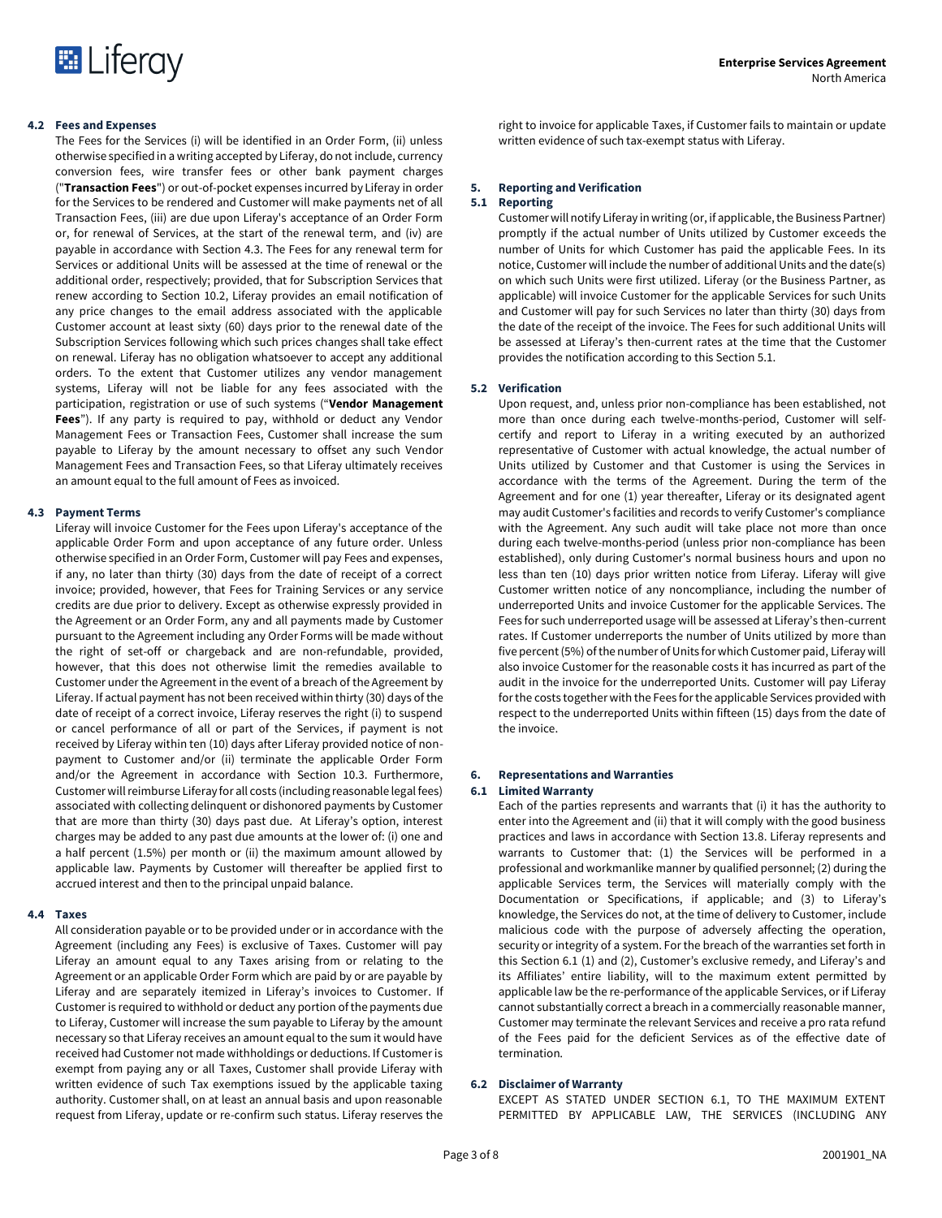### 4.2 Fees and Expenses

The Fees for the Services (i) will be identified in an Order Form, (ii) unless otherwise specified in a writing accepted by Liferay, do not include, currency conversion fees, wire transfer fees or other bank payment charges ("**Transaction Fees**") or out-of-pocket expenses incurred by Liferay in order for the Services to be rendered and Customer will make payments net of all Transaction Fees, (iii) are due upon Liferay's acceptance of an Order Form or, for renewal of Services, at the start of the renewal term, and (iv) are payable in accordance with Section 4.3. The Fees for any renewal term for Services or additional Units will be assessed at the time of renewal or the additional order, respectively; provided, that for Subscription Services that renew according to Section 10.2, Liferay provides an email notification of any price changes to the email address associated with the applicable Customer account at least sixty (60) days prior to the renewal date of the Subscription Services following which such prices changes shall take effect on renewal. Liferay has no obligation whatsoever to accept any additional orders. To the extent that Customer utilizes any vendor management systems, Liferay will not be liable for any fees associated with the participation, registration or use of such systems ("**Vendor Management Fees**"). If any party is required to pay, withhold or deduct any Vendor Management Fees or Transaction Fees, Customer shall increase the sum payable to Liferay by the amount necessary to offset any such Vendor Management Fees and Transaction Fees, so that Liferay ultimately receives an amount equal to the full amount of Fees as invoiced.

### 4.3 Payment Terms

Liferay will invoice Customer for the Fees upon Liferay's acceptance of the applicable Order Form and upon acceptance of any future order. Unless otherwise specified in an Order Form, Customer will pay Fees and expenses, if any, no later than thirty (30) days from the date of receipt of a correct invoice; provided, however, that Fees for Training Services or any service credits are due prior to delivery. Except as otherwise expressly provided in the Agreement or an Order Form, any and all payments made by Customer pursuant to the Agreement including any Order Forms will be made without the right of set-off or chargeback and are non-refundable, provided, however, that this does not otherwise limit the remedies available to Customer under the Agreement in the event of a breach of the Agreement by Liferay. If actual payment has not been received within thirty (30) days of the date of receipt of a correct invoice, Liferay reserves the right (i) to suspend or cancel performance of all or part of the Services, if payment is not received by Liferay within ten (10) days after Liferay provided notice of non-payment to Customer and/or (ii) terminate the applicable Order Form and/or the Agreement in accordance with Section 10.3. Furthermore, Customer will reimburse Liferay for all costs (including reasonable legal fees) associated with collecting delinquent or dishonored payments by Customer that are more than thirty (30) days past due. At Liferay's option, interest charges may be added to any past due amounts at the lower of: (i) one and a half percent (1.5%) per month or (ii) the maximum amount allowed by applicable law. Payments by Customer will thereafter be applied first to accrued interest and then to the principal unpaid balance.

### 4.4 Taxes

All consideration payable or to be provided under or in accordance with the Agreement (including any Fees) is exclusive of Taxes. Customer will pay Liferay an amount equal to any Taxes arising from or relating to the Agreement or an applicable Order Form which are paid by or are payable by Liferay and are separately itemized in Liferay's invoices to Customer. If Customer is required to withhold or deduct any portion of the payments due to Liferay, Customer will increase the sum payable to Liferay by the amount necessary so that Liferay receives an amount equal to the sum it would have received had Customer not made withholdings or deductions. If Customer is exempt from paying any or all Taxes, Customer shall provide Liferay with written evidence of such Tax exemptions issued by the applicable taxing authority. Customer shall, on at least an annual basis and upon reasonable request from Liferay, update or re-confirm such status. Liferay reserves the right to invoice for applicable Taxes, if Customer fails to maintain or update written evidence of such tax-exempt status with Liferay.

## 5. Reporting and Verification

### 5.1 Reporting

Customer will notify Liferay in writing (or, if applicable, the Business Partner) promptly if the actual number of Units utilized by Customer exceeds the number of Units for which Customer has paid the applicable Fees. In its notice, Customer will include the number of additional Units and the date(s) on which such Units were first utilized. Liferay (or the Business Partner, as applicable) will invoice Customer for the applicable Services for such Units and Customer will pay for such Services no later than thirty (30) days from the date of the receipt of the invoice. The Fees for such additional Units will be assessed at Liferay's then-current rates at the time that the Customer provides the notification according to this Section 5.1.

### 5.2 Verification

Upon request, and, unless prior non-compliance has been established, not more than once during each twelve-months-period, Customer will self-certify and report to Liferay in a writing executed by an authorized representative of Customer with actual knowledge, the actual number of Units utilized by Customer and that Customer is using the Services in accordance with the terms of the Agreement. During the term of the Agreement and for one (1) year thereafter, Liferay or its designated agent may audit Customer's facilities and records to verify Customer's compliance with the Agreement. Any such audit will take place not more than once during each twelve-months-period (unless prior non-compliance has been established), only during Customer's normal business hours and upon no less than ten (10) days prior written notice from Liferay. Liferay will give Customer written notice of any noncompliance, including the number of underreported Units and invoice Customer for the applicable Services. The Fees for such underreported usage will be assessed at Liferay's then-current rates. If Customer underreports the number of Units utilized by more than five percent (5%) of the number of Units for which Customer paid, Liferay will also invoice Customer for the reasonable costs it has incurred as part of the audit in the invoice for the underreported Units. Customer will pay Liferay for the costs together with the Fees for the applicable Services provided with respect to the underreported Units within fifteen (15) days from the date of the invoice.

## 6. Representations and Warranties

### 6.1 Limited Warranty

Each of the parties represents and warrants that (i) it has the authority to enter into the Agreement and (ii) that it will comply with the good business practices and laws in accordance with Section 13.8. Liferay represents and warrants to Customer that: (1) the Services will be performed in a professional and workmanlike manner by qualified personnel; (2) during the applicable Services term, the Services will materially comply with the Documentation or Specifications, if applicable; and (3) to Liferay's knowledge, the Services do not, at the time of delivery to Customer, include malicious code with the purpose of adversely affecting the operation, security or integrity of a system. For the breach of the warranties set forth in this Section 6.1 (1) and (2), Customer's exclusive remedy, and Liferay's and its Affiliates' entire liability, will to the maximum extent permitted by applicable law be the re-performance of the applicable Services, or if Liferay cannot substantially correct a breach in a commercially reasonable manner, Customer may terminate the relevant Services and receive a pro rata refund of the Fees paid for the deficient Services as of the effective date of termination.

### 6.2 Disclaimer of Warranty

EXCEPT AS STATED UNDER SECTION 6.1, TO THE MAXIMUM EXTENT PERMITTED BY APPLICABLE LAW, THE SERVICES (INCLUDING ANY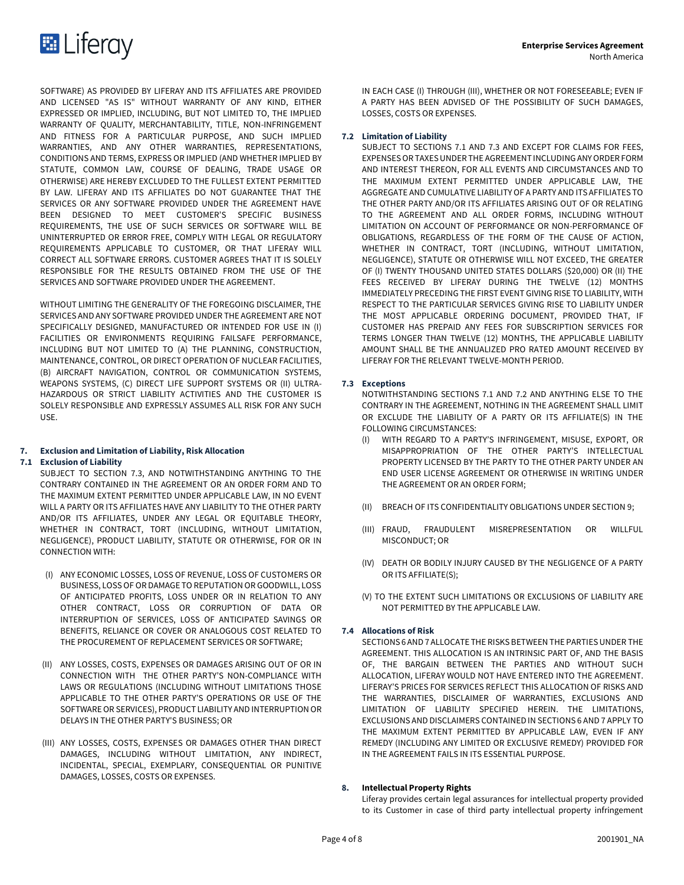SOFTWARE) AS PROVIDED BY LIFERAY AND ITS AFFILIATES ARE PROVIDED AND LICENSED "AS IS" WITHOUT WARRANTY OF ANY KIND, EITHER EXPRESSED OR IMPLIED, INCLUDING, BUT NOT LIMITED TO, THE IMPLIED WARRANTY OF QUALITY, MERCHANTABILITY, TITLE, NON-INFRINGEMENT AND FITNESS FOR A PARTICULAR PURPOSE, AND SUCH IMPLIED WARRANTIES, AND ANY OTHER WARRANTIES, REPRESENTATIONS, CONDITIONS AND TERMS, EXPRESS OR IMPLIED (AND WHETHER IMPLIED BY STATUTE, COMMON LAW, COURSE OF DEALING, TRADE USAGE OR OTHERWISE) ARE HEREBY EXCLUDED TO THE FULLEST EXTENT PERMITTED BY LAW. LIFERAY AND ITS AFFILIATES DO NOT GUARANTEE THAT THE SERVICES OR ANY SOFTWARE PROVIDED UNDER THE AGREEMENT HAVE BEEN DESIGNED TO MEET CUSTOMER'S SPECIFIC BUSINESS REQUIREMENTS, THE USE OF SUCH SERVICES OR SOFTWARE WILL BE UNINTERRUPTED OR ERROR FREE, COMPLY WITH LEGAL OR REGULATORY REQUIREMENTS APPLICABLE TO CUSTOMER, OR THAT LIFERAY WILL CORRECT ALL SOFTWARE ERRORS. CUSTOMER AGREES THAT IT IS SOLELY RESPONSIBLE FOR THE RESULTS OBTAINED FROM THE USE OF THE SERVICES AND SOFTWARE PROVIDED UNDER THE AGREEMENT.

WITHOUT LIMITING THE GENERALITY OF THE FOREGOING DISCLAIMER, THE SERVICES AND ANY SOFTWARE PROVIDED UNDER THE AGREEMENT ARE NOT SPECIFICALLY DESIGNED, MANUFACTURED OR INTENDED FOR USE IN (I) FACILITIES OR ENVIRONMENTS REQUIRING FAILSAFE PERFORMANCE, INCLUDING BUT NOT LIMITED TO (A) THE PLANNING, CONSTRUCTION, MAINTENANCE, CONTROL, OR DIRECT OPERATION OF NUCLEAR FACILITIES, (B) AIRCRAFT NAVIGATION, CONTROL OR COMMUNICATION SYSTEMS, WEAPONS SYSTEMS, (C) DIRECT LIFE SUPPORT SYSTEMS OR (II) ULTRA-HAZARDOUS OR STRICT LIABILITY ACTIVITIES AND THE CUSTOMER IS SOLELY RESPONSIBLE AND EXPRESSLY ASSUMES ALL RISK FOR ANY SUCH USE.

## 7. Exclusion and Limitation of Liability, Risk Allocation

### 7.1 Exclusion of Liability

SUBJECT TO SECTION 7.3, AND NOTWITHSTANDING ANYTHING TO THE CONTRARY CONTAINED IN THE AGREEMENT OR AN ORDER FORM AND TO THE MAXIMUM EXTENT PERMITTED UNDER APPLICABLE LAW, IN NO EVENT WILL A PARTY OR ITS AFFILIATES HAVE ANY LIABILITY TO THE OTHER PARTY AND/OR ITS AFFILIATES, UNDER ANY LEGAL OR EQUITABLE THEORY, WHETHER IN CONTRACT, TORT (INCLUDING, WITHOUT LIMITATION, NEGLIGENCE), PRODUCT LIABILITY, STATUTE OR OTHERWISE, FOR OR IN CONNECTION WITH:

(I) ANY ECONOMIC LOSSES, LOSS OF REVENUE, LOSS OF CUSTOMERS OR BUSINESS, LOSS OF OR DAMAGE TO REPUTATION OR GOODWILL, LOSS OF ANTICIPATED PROFITS, LOSS UNDER OR IN RELATION TO ANY OTHER CONTRACT, LOSS OR CORRUPTION OF DATA OR INTERRUPTION OF SERVICES, LOSS OF ANTICIPATED SAVINGS OR BENEFITS, RELIANCE OR COVER OR ANALOGOUS COST RELATED TO THE PROCUREMENT OF REPLACEMENT SERVICES OR SOFTWARE;

(II) ANY LOSSES, COSTS, EXPENSES OR DAMAGES ARISING OUT OF OR IN CONNECTION WITH THE OTHER PARTY'S NON-COMPLIANCE WITH LAWS OR REGULATIONS (INCLUDING WITHOUT LIMITATIONS THOSE APPLICABLE TO THE OTHER PARTY'S OPERATIONS OR USE OF THE SOFTWARE OR SERVICES), PRODUCT LIABILITY AND INTERRUPTION OR DELAYS IN THE OTHER PARTY'S BUSINESS; OR

(III) ANY LOSSES, COSTS, EXPENSES OR DAMAGES OTHER THAN DIRECT DAMAGES, INCLUDING WITHOUT LIMITATION, ANY INDIRECT, INCIDENTAL, SPECIAL, EXEMPLARY, CONSEQUENTIAL OR PUNITIVE DAMAGES, LOSSES, COSTS OR EXPENSES.

IN EACH CASE (I) THROUGH (III), WHETHER OR NOT FORESEEABLE; EVEN IF A PARTY HAS BEEN ADVISED OF THE POSSIBILITY OF SUCH DAMAGES, LOSSES, COSTS OR EXPENSES.

### 7.2 Limitation of Liability

SUBJECT TO SECTIONS 7.1 AND 7.3 AND EXCEPT FOR CLAIMS FOR FEES, EXPENSES OR TAXES UNDER THE AGREEMENT INCLUDING ANY ORDER FORM AND INTEREST THEREON, FOR ALL EVENTS AND CIRCUMSTANCES AND TO THE MAXIMUM EXTENT PERMITTED UNDER APPLICABLE LAW, THE AGGREGATE AND CUMULATIVE LIABILITY OF A PARTY AND ITS AFFILIATES TO THE OTHER PARTY AND/OR ITS AFFILIATES ARISING OUT OF OR RELATING TO THE AGREEMENT AND ALL ORDER FORMS, INCLUDING WITHOUT LIMITATION ON ACCOUNT OF PERFORMANCE OR NON-PERFORMANCE OF OBLIGATIONS, REGARDLESS OF THE FORM OF THE CAUSE OF ACTION, WHETHER IN CONTRACT, TORT (INCLUDING, WITHOUT LIMITATION, NEGLIGENCE), STATUTE OR OTHERWISE WILL NOT EXCEED, THE GREATER OF (I) TWENTY THOUSAND UNITED STATES DOLLARS ($20,000) OR (II) THE FEES RECEIVED BY LIFERAY DURING THE TWELVE (12) MONTHS IMMEDIATELY PRECEDING THE FIRST EVENT GIVING RISE TO LIABILITY, WITH RESPECT TO THE PARTICULAR SERVICES GIVING RISE TO LIABILITY UNDER THE MOST APPLICABLE ORDERING DOCUMENT, PROVIDED THAT, IF CUSTOMER HAS PREPAID ANY FEES FOR SUBSCRIPTION SERVICES FOR TERMS LONGER THAN TWELVE (12) MONTHS, THE APPLICABLE LIABILITY AMOUNT SHALL BE THE ANNUALIZED PRO RATED AMOUNT RECEIVED BY LIFERAY FOR THE RELEVANT TWELVE-MONTH PERIOD.

### 7.3 Exceptions

NOTWITHSTANDING SECTIONS 7.1 AND 7.2 AND ANYTHING ELSE TO THE CONTRARY IN THE AGREEMENT, NOTHING IN THE AGREEMENT SHALL LIMIT OR EXCLUDE THE LIABILITY OF A PARTY OR ITS AFFILIATE(S) IN THE FOLLOWING CIRCUMSTANCES:

(I) WITH REGARD TO A PARTY'S INFRINGEMENT, MISUSE, EXPORT, OR MISAPPROPRIATION OF THE OTHER PARTY'S INTELLECTUAL PROPERTY LICENSED BY THE PARTY TO THE OTHER PARTY UNDER AN END USER LICENSE AGREEMENT OR OTHERWISE IN WRITING UNDER THE AGREEMENT OR AN ORDER FORM;

(II) BREACH OF ITS CONFIDENTIALITY OBLIGATIONS UNDER SECTION 9;

(III) FRAUD, FRAUDULENT MISREPRESENTATION OR WILLFUL MISCONDUCT; OR

(IV) DEATH OR BODILY INJURY CAUSED BY THE NEGLIGENCE OF A PARTY OR ITS AFFILIATE(S);

(V) TO THE EXTENT SUCH LIMITATIONS OR EXCLUSIONS OF LIABILITY ARE NOT PERMITTED BY THE APPLICABLE LAW.

### 7.4 Allocations of Risk

SECTIONS 6 AND 7 ALLOCATE THE RISKS BETWEEN THE PARTIES UNDER THE AGREEMENT. THIS ALLOCATION IS AN INTRINSIC PART OF, AND THE BASIS OF, THE BARGAIN BETWEEN THE PARTIES AND WITHOUT SUCH ALLOCATION, LIFERAY WOULD NOT HAVE ENTERED INTO THE AGREEMENT. LIFERAY'S PRICES FOR SERVICES REFLECT THIS ALLOCATION OF RISKS AND THE WARRANTIES, DISCLAIMER OF WARRANTIES, EXCLUSIONS AND LIMITATION OF LIABILITY SPECIFIED HEREIN. THE LIMITATIONS, EXCLUSIONS AND DISCLAIMERS CONTAINED IN SECTIONS 6 AND 7 APPLY TO THE MAXIMUM EXTENT PERMITTED BY APPLICABLE LAW, EVEN IF ANY REMEDY (INCLUDING ANY LIMITED OR EXCLUSIVE REMEDY) PROVIDED FOR IN THE AGREEMENT FAILS IN ITS ESSENTIAL PURPOSE.

## 8. Intellectual Property Rights

Liferay provides certain legal assurances for intellectual property provided to its Customer in case of third party intellectual property infringement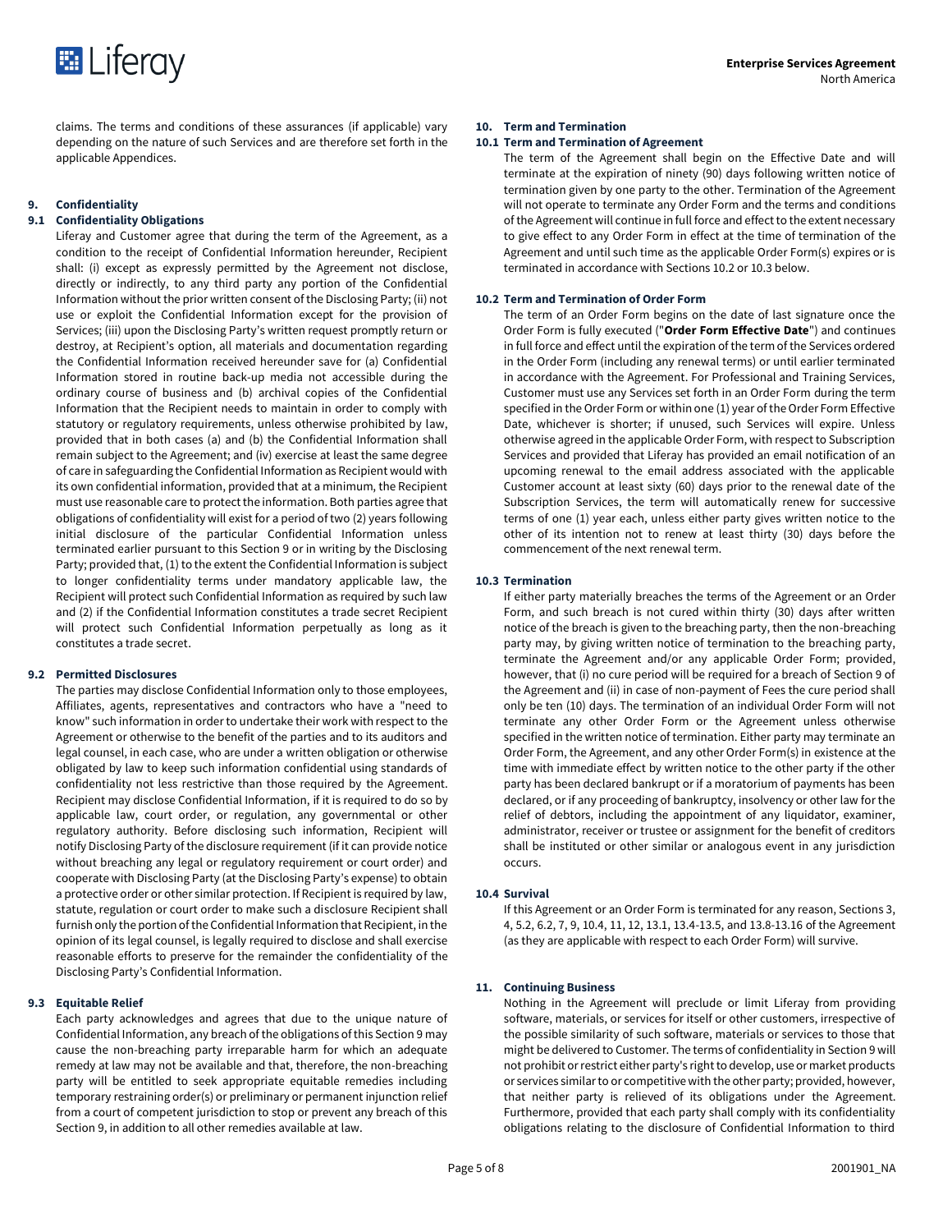claims. The terms and conditions of these assurances (if applicable) vary depending on the nature of such Services and are therefore set forth in the applicable Appendices.

## 9. Confidentiality

### 9.1 Confidentiality Obligations

Liferay and Customer agree that during the term of the Agreement, as a condition to the receipt of Confidential Information hereunder, Recipient shall: (i) except as expressly permitted by the Agreement not disclose, directly or indirectly, to any third party any portion of the Confidential Information without the prior written consent of the Disclosing Party; (ii) not use or exploit the Confidential Information except for the provision of Services; (iii) upon the Disclosing Party's written request promptly return or destroy, at Recipient's option, all materials and documentation regarding the Confidential Information received hereunder save for (a) Confidential Information stored in routine back-up media not accessible during the ordinary course of business and (b) archival copies of the Confidential Information that the Recipient needs to maintain in order to comply with statutory or regulatory requirements, unless otherwise prohibited by law, provided that in both cases (a) and (b) the Confidential Information shall remain subject to the Agreement; and (iv) exercise at least the same degree of care in safeguarding the Confidential Information as Recipient would with its own confidential information, provided that at a minimum, the Recipient must use reasonable care to protect the information. Both parties agree that obligations of confidentiality will exist for a period of two (2) years following initial disclosure of the particular Confidential Information unless terminated earlier pursuant to this Section 9 or in writing by the Disclosing Party; provided that, (1) to the extent the Confidential Information is subject to longer confidentiality terms under mandatory applicable law, the Recipient will protect such Confidential Information as required by such law and (2) if the Confidential Information constitutes a trade secret Recipient will protect such Confidential Information perpetually as long as it constitutes a trade secret.

### 9.2 Permitted Disclosures

The parties may disclose Confidential Information only to those employees, Affiliates, agents, representatives and contractors who have a "need to know" such information in order to undertake their work with respect to the Agreement or otherwise to the benefit of the parties and to its auditors and legal counsel, in each case, who are under a written obligation or otherwise obligated by law to keep such information confidential using standards of confidentiality not less restrictive than those required by the Agreement. Recipient may disclose Confidential Information, if it is required to do so by applicable law, court order, or regulation, any governmental or other regulatory authority. Before disclosing such information, Recipient will notify Disclosing Party of the disclosure requirement (if it can provide notice without breaching any legal or regulatory requirement or court order) and cooperate with Disclosing Party (at the Disclosing Party's expense) to obtain a protective order or other similar protection. If Recipient is required by law, statute, regulation or court order to make such a disclosure Recipient shall furnish only the portion of the Confidential Information that Recipient, in the opinion of its legal counsel, is legally required to disclose and shall exercise reasonable efforts to preserve for the remainder the confidentiality of the Disclosing Party's Confidential Information.

### 9.3 Equitable Relief

Each party acknowledges and agrees that due to the unique nature of Confidential Information, any breach of the obligations of this Section 9 may cause the non-breaching party irreparable harm for which an adequate remedy at law may not be available and that, therefore, the non-breaching party will be entitled to seek appropriate equitable remedies including temporary restraining order(s) or preliminary or permanent injunction relief from a court of competent jurisdiction to stop or prevent any breach of this Section 9, in addition to all other remedies available at law.

## 10. Term and Termination

### 10.1 Term and Termination of Agreement

The term of the Agreement shall begin on the Effective Date and will terminate at the expiration of ninety (90) days following written notice of termination given by one party to the other. Termination of the Agreement will not operate to terminate any Order Form and the terms and conditions of the Agreement will continue in full force and effect to the extent necessary to give effect to any Order Form in effect at the time of termination of the Agreement and until such time as the applicable Order Form(s) expires or is terminated in accordance with Sections 10.2 or 10.3 below.

### 10.2 Term and Termination of Order Form

The term of an Order Form begins on the date of last signature once the Order Form is fully executed ("**Order Form Effective Date**") and continues in full force and effect until the expiration of the term of the Services ordered in the Order Form (including any renewal terms) or until earlier terminated in accordance with the Agreement. For Professional and Training Services, Customer must use any Services set forth in an Order Form during the term specified in the Order Form or within one (1) year of the Order Form Effective Date, whichever is shorter; if unused, such Services will expire. Unless otherwise agreed in the applicable Order Form, with respect to Subscription Services and provided that Liferay has provided an email notification of an upcoming renewal to the email address associated with the applicable Customer account at least sixty (60) days prior to the renewal date of the Subscription Services, the term will automatically renew for successive terms of one (1) year each, unless either party gives written notice to the other of its intention not to renew at least thirty (30) days before the commencement of the next renewal term.

### 10.3 Termination

If either party materially breaches the terms of the Agreement or an Order Form, and such breach is not cured within thirty (30) days after written notice of the breach is given to the breaching party, then the non-breaching party may, by giving written notice of termination to the breaching party, terminate the Agreement and/or any applicable Order Form; provided, however, that (i) no cure period will be required for a breach of Section 9 of the Agreement and (ii) in case of non-payment of Fees the cure period shall only be ten (10) days. The termination of an individual Order Form will not terminate any other Order Form or the Agreement unless otherwise specified in the written notice of termination. Either party may terminate an Order Form, the Agreement, and any other Order Form(s) in existence at the time with immediate effect by written notice to the other party if the other party has been declared bankrupt or if a moratorium of payments has been declared, or if any proceeding of bankruptcy, insolvency or other law for the relief of debtors, including the appointment of any liquidator, examiner, administrator, receiver or trustee or assignment for the benefit of creditors shall be instituted or other similar or analogous event in any jurisdiction occurs.

### 10.4 Survival

If this Agreement or an Order Form is terminated for any reason, Sections 3, 4, 5.2, 6.2, 7, 9, 10.4, 11, 12, 13.1, 13.4-13.5, and 13.8-13.16 of the Agreement (as they are applicable with respect to each Order Form) will survive.

## 11. Continuing Business

Nothing in the Agreement will preclude or limit Liferay from providing software, materials, or services for itself or other customers, irrespective of the possible similarity of such software, materials or services to those that might be delivered to Customer. The terms of confidentiality in Section 9 will not prohibit or restrict either party's right to develop, use or market products or services similar to or competitive with the other party; provided, however, that neither party is relieved of its obligations under the Agreement. Furthermore, provided that each party shall comply with its confidentiality obligations relating to the disclosure of Confidential Information to third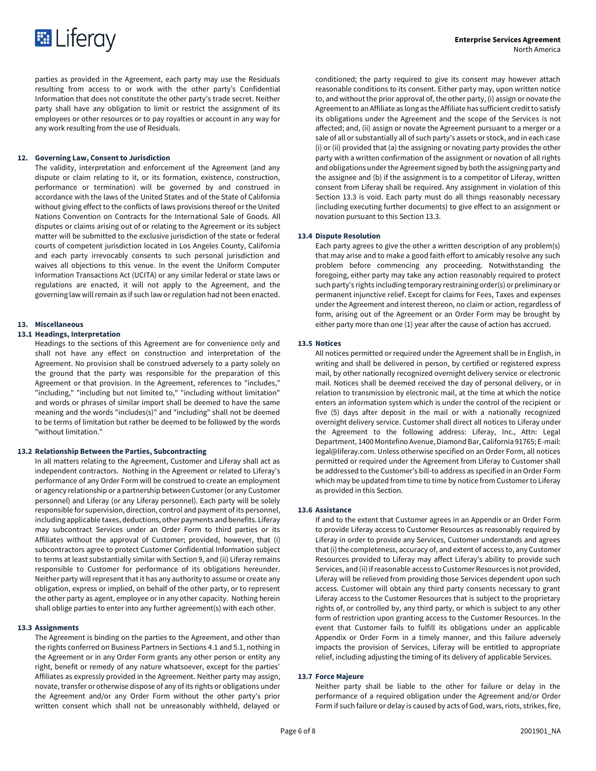parties as provided in the Agreement, each party may use the Residuals resulting from access to or work with the other party's Confidential Information that does not constitute the other party's trade secret. Neither party shall have any obligation to limit or restrict the assignment of its employees or other resources or to pay royalties or account in any way for any work resulting from the use of Residuals.

## 12. Governing Law, Consent to Jurisdiction

The validity, interpretation and enforcement of the Agreement (and any dispute or claim relating to it, or its formation, existence, construction, performance or termination) will be governed by and construed in accordance with the laws of the United States and of the State of California without giving effect to the conflicts of laws provisions thereof or the United Nations Convention on Contracts for the International Sale of Goods. All disputes or claims arising out of or relating to the Agreement or its subject matter will be submitted to the exclusive jurisdiction of the state or federal courts of competent jurisdiction located in Los Angeles County, California and each party irrevocably consents to such personal jurisdiction and waives all objections to this venue. In the event the Uniform Computer Information Transactions Act (UCITA) or any similar federal or state laws or regulations are enacted, it will not apply to the Agreement, and the governing law will remain as if such law or regulation had not been enacted.

## 13. Miscellaneous

### 13.1 Headings, Interpretation

Headings to the sections of this Agreement are for convenience only and shall not have any effect on construction and interpretation of the Agreement. No provision shall be construed adversely to a party solely on the ground that the party was responsible for the preparation of this Agreement or that provision. In the Agreement, references to "includes," "including," "including but not limited to," "including without limitation" and words or phrases of similar import shall be deemed to have the same meaning and the words "includes(s)" and "including" shall not be deemed to be terms of limitation but rather be deemed to be followed by the words "without limitation."

### 13.2 Relationship Between the Parties, Subcontracting

In all matters relating to the Agreement, Customer and Liferay shall act as independent contractors. Nothing in the Agreement or related to Liferay's performance of any Order Form will be construed to create an employment or agency relationship or a partnership between Customer (or any Customer personnel) and Liferay (or any Liferay personnel). Each party will be solely responsible for supervision, direction, control and payment of its personnel, including applicable taxes, deductions, other payments and benefits. Liferay may subcontract Services under an Order Form to third parties or its Affiliates without the approval of Customer; provided, however, that (i) subcontractors agree to protect Customer Confidential Information subject to terms at least substantially similar with Section 9, and (ii) Liferay remains responsible to Customer for performance of its obligations hereunder. Neither party will represent that it has any authority to assume or create any obligation, express or implied, on behalf of the other party, or to represent the other party as agent, employee or in any other capacity. Nothing herein shall oblige parties to enter into any further agreement(s) with each other.

### 13.3 Assignments

The Agreement is binding on the parties to the Agreement, and other than the rights conferred on Business Partners in Sections 4.1 and 5.1, nothing in the Agreement or in any Order Form grants any other person or entity any right, benefit or remedy of any nature whatsoever, except for the parties' Affiliates as expressly provided in the Agreement. Neither party may assign, novate, transfer or otherwise dispose of any of its rights or obligations under the Agreement and/or any Order Form without the other party's prior written consent which shall not be unreasonably withheld, delayed or conditioned; the party required to give its consent may however attach reasonable conditions to its consent. Either party may, upon written notice to, and without the prior approval of, the other party, (i) assign or novate the Agreement to an Affiliate as long as the Affiliate has sufficient credit to satisfy its obligations under the Agreement and the scope of the Services is not affected; and, (ii) assign or novate the Agreement pursuant to a merger or a sale of all or substantially all of such party's assets or stock, and in each case (i) or (ii) provided that (a) the assigning or novating party provides the other party with a written confirmation of the assignment or novation of all rights and obligations under the Agreement signed by both the assigning party and the assignee and (b) if the assignment is to a competitor of Liferay, written consent from Liferay shall be required. Any assignment in violation of this Section 13.3 is void. Each party must do all things reasonably necessary (including executing further documents) to give effect to an assignment or novation pursuant to this Section 13.3.

### 13.4 Dispute Resolution

Each party agrees to give the other a written description of any problem(s) that may arise and to make a good faith effort to amicably resolve any such problem before commencing any proceeding. Notwithstanding the foregoing, either party may take any action reasonably required to protect such party's rights including temporary restraining order(s) or preliminary or permanent injunctive relief. Except for claims for Fees, Taxes and expenses under the Agreement and interest thereon, no claim or action, regardless of form, arising out of the Agreement or an Order Form may be brought by either party more than one (1) year after the cause of action has accrued.

### 13.5 Notices

All notices permitted or required under the Agreement shall be in English, in writing and shall be delivered in person, by certified or registered express mail, by other nationally recognized overnight delivery service or electronic mail. Notices shall be deemed received the day of personal delivery, or in relation to transmission by electronic mail, at the time at which the notice enters an information system which is under the control of the recipient or five (5) days after deposit in the mail or with a nationally recognized overnight delivery service. Customer shall direct all notices to Liferay under the Agreement to the following address: Liferay, Inc., Attn: Legal Department, 1400 Montefino Avenue, Diamond Bar, California 91765; E-mail: legal@liferay.com. Unless otherwise specified on an Order Form, all notices permitted or required under the Agreement from Liferay to Customer shall be addressed to the Customer's bill-to address as specified in an Order Form which may be updated from time to time by notice from Customer to Liferay as provided in this Section.

### 13.6 Assistance

If and to the extent that Customer agrees in an Appendix or an Order Form to provide Liferay access to Customer Resources as reasonably required by Liferay in order to provide any Services, Customer understands and agrees that (i) the completeness, accuracy of, and extent of access to, any Customer Resources provided to Liferay may affect Liferay's ability to provide such Services, and (ii) if reasonable access to Customer Resources is not provided, Liferay will be relieved from providing those Services dependent upon such access. Customer will obtain any third party consents necessary to grant Liferay access to the Customer Resources that is subject to the proprietary rights of, or controlled by, any third party, or which is subject to any other form of restriction upon granting access to the Customer Resources. In the event that Customer fails to fulfill its obligations under an applicable Appendix or Order Form in a timely manner, and this failure adversely impacts the provision of Services, Liferay will be entitled to appropriate relief, including adjusting the timing of its delivery of applicable Services.

### 13.7 Force Majeure

Neither party shall be liable to the other for failure or delay in the performance of a required obligation under the Agreement and/or Order Form if such failure or delay is caused by acts of God, wars, riots, strikes, fire,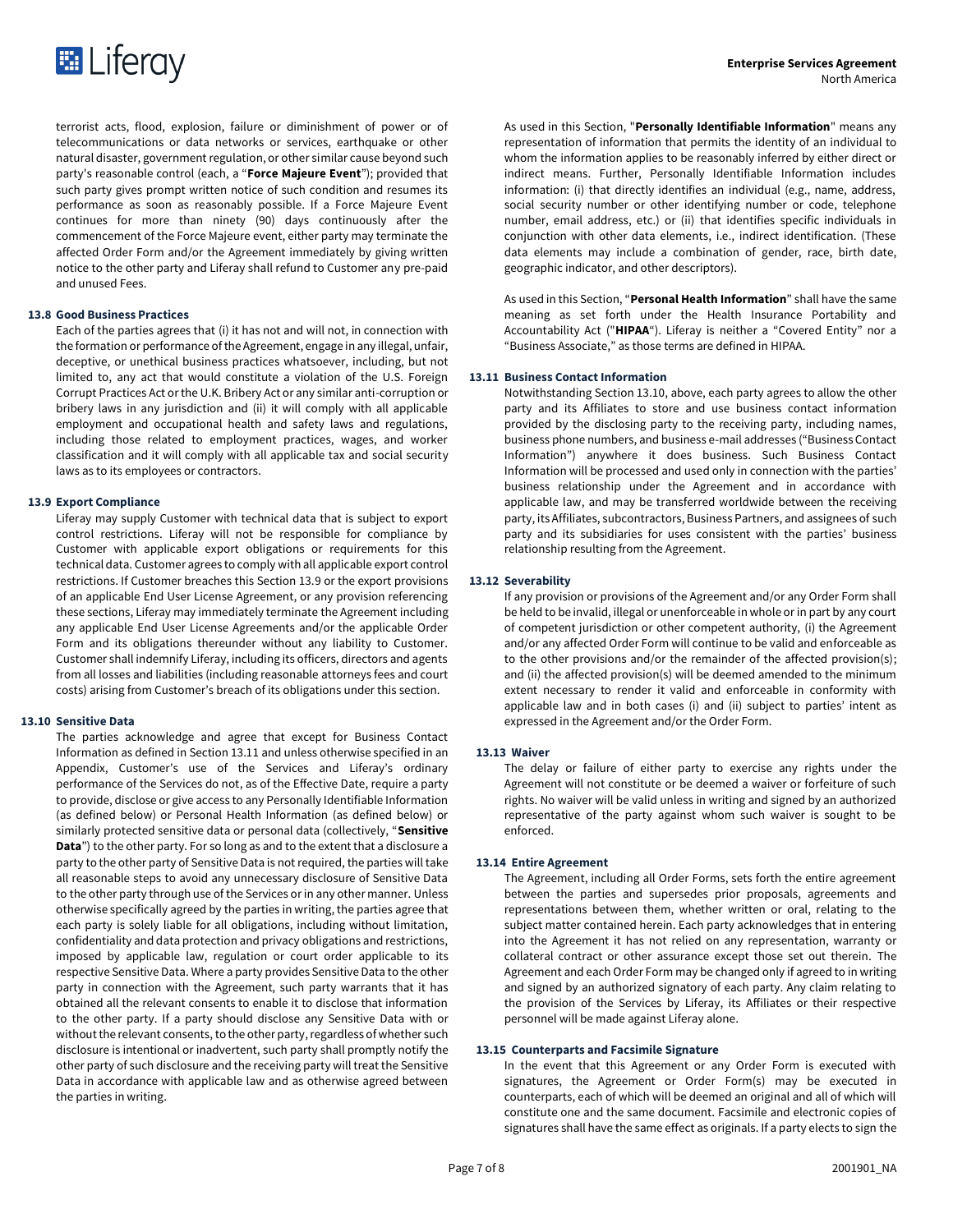terrorist acts, flood, explosion, failure or diminishment of power or of telecommunications or data networks or services, earthquake or other natural disaster, government regulation, or other similar cause beyond such party's reasonable control (each, a "**Force Majeure Event**"); provided that such party gives prompt written notice of such condition and resumes its performance as soon as reasonably possible. If a Force Majeure Event continues for more than ninety (90) days continuously after the commencement of the Force Majeure event, either party may terminate the affected Order Form and/or the Agreement immediately by giving written notice to the other party and Liferay shall refund to Customer any pre-paid and unused Fees.

### 13.8 Good Business Practices

Each of the parties agrees that (i) it has not and will not, in connection with the formation or performance of the Agreement, engage in any illegal, unfair, deceptive, or unethical business practices whatsoever, including, but not limited to, any act that would constitute a violation of the U.S. Foreign Corrupt Practices Act or the U.K. Bribery Act or any similar anti-corruption or bribery laws in any jurisdiction and (ii) it will comply with all applicable employment and occupational health and safety laws and regulations, including those related to employment practices, wages, and worker classification and it will comply with all applicable tax and social security laws as to its employees or contractors.

### 13.9 Export Compliance

Liferay may supply Customer with technical data that is subject to export control restrictions. Liferay will not be responsible for compliance by Customer with applicable export obligations or requirements for this technical data. Customer agrees to comply with all applicable export control restrictions. If Customer breaches this Section 13.9 or the export provisions of an applicable End User License Agreement, or any provision referencing these sections, Liferay may immediately terminate the Agreement including any applicable End User License Agreements and/or the applicable Order Form and its obligations thereunder without any liability to Customer. Customer shall indemnify Liferay, including its officers, directors and agents from all losses and liabilities (including reasonable attorneys fees and court costs) arising from Customer's breach of its obligations under this section.

### 13.10 Sensitive Data

The parties acknowledge and agree that except for Business Contact Information as defined in Section 13.11 and unless otherwise specified in an Appendix, Customer's use of the Services and Liferay's ordinary performance of the Services do not, as of the Effective Date, require a party to provide, disclose or give access to any Personally Identifiable Information (as defined below) or Personal Health Information (as defined below) or similarly protected sensitive data or personal data (collectively, "**Sensitive Data**") to the other party. For so long as and to the extent that a disclosure a party to the other party of Sensitive Data is not required, the parties will take all reasonable steps to avoid any unnecessary disclosure of Sensitive Data to the other party through use of the Services or in any other manner. Unless otherwise specifically agreed by the parties in writing, the parties agree that each party is solely liable for all obligations, including without limitation, confidentiality and data protection and privacy obligations and restrictions, imposed by applicable law, regulation or court order applicable to its respective Sensitive Data. Where a party provides Sensitive Data to the other party in connection with the Agreement, such party warrants that it has obtained all the relevant consents to enable it to disclose that information to the other party. If a party should disclose any Sensitive Data with or without the relevant consents, to the other party, regardless of whether such disclosure is intentional or inadvertent, such party shall promptly notify the other party of such disclosure and the receiving party will treat the Sensitive Data in accordance with applicable law and as otherwise agreed between the parties in writing.

As used in this Section, "**Personally Identifiable Information**" means any representation of information that permits the identity of an individual to whom the information applies to be reasonably inferred by either direct or indirect means. Further, Personally Identifiable Information includes information: (i) that directly identifies an individual (e.g., name, address, social security number or other identifying number or code, telephone number, email address, etc.) or (ii) that identifies specific individuals in conjunction with other data elements, i.e., indirect identification. (These data elements may include a combination of gender, race, birth date, geographic indicator, and other descriptors).

As used in this Section, "**Personal Health Information**" shall have the same meaning as set forth under the Health Insurance Portability and Accountability Act ("**HIPAA**"). Liferay is neither a "Covered Entity" nor a "Business Associate," as those terms are defined in HIPAA.

### 13.11 Business Contact Information

Notwithstanding Section 13.10, above, each party agrees to allow the other party and its Affiliates to store and use business contact information provided by the disclosing party to the receiving party, including names, business phone numbers, and business e-mail addresses ("Business Contact Information") anywhere it does business. Such Business Contact Information will be processed and used only in connection with the parties' business relationship under the Agreement and in accordance with applicable law, and may be transferred worldwide between the receiving party, its Affiliates, subcontractors, Business Partners, and assignees of such party and its subsidiaries for uses consistent with the parties' business relationship resulting from the Agreement.

### 13.12 Severability

If any provision or provisions of the Agreement and/or any Order Form shall be held to be invalid, illegal or unenforceable in whole or in part by any court of competent jurisdiction or other competent authority, (i) the Agreement and/or any affected Order Form will continue to be valid and enforceable as to the other provisions and/or the remainder of the affected provision(s); and (ii) the affected provision(s) will be deemed amended to the minimum extent necessary to render it valid and enforceable in conformity with applicable law and in both cases (i) and (ii) subject to parties' intent as expressed in the Agreement and/or the Order Form.

### 13.13 Waiver

The delay or failure of either party to exercise any rights under the Agreement will not constitute or be deemed a waiver or forfeiture of such rights. No waiver will be valid unless in writing and signed by an authorized representative of the party against whom such waiver is sought to be enforced.

### 13.14 Entire Agreement

The Agreement, including all Order Forms, sets forth the entire agreement between the parties and supersedes prior proposals, agreements and representations between them, whether written or oral, relating to the subject matter contained herein. Each party acknowledges that in entering into the Agreement it has not relied on any representation, warranty or collateral contract or other assurance except those set out therein. The Agreement and each Order Form may be changed only if agreed to in writing and signed by an authorized signatory of each party. Any claim relating to the provision of the Services by Liferay, its Affiliates or their respective personnel will be made against Liferay alone.

### 13.15 Counterparts and Facsimile Signature

In the event that this Agreement or any Order Form is executed with signatures, the Agreement or Order Form(s) may be executed in counterparts, each of which will be deemed an original and all of which will constitute one and the same document. Facsimile and electronic copies of signatures shall have the same effect as originals. If a party elects to sign the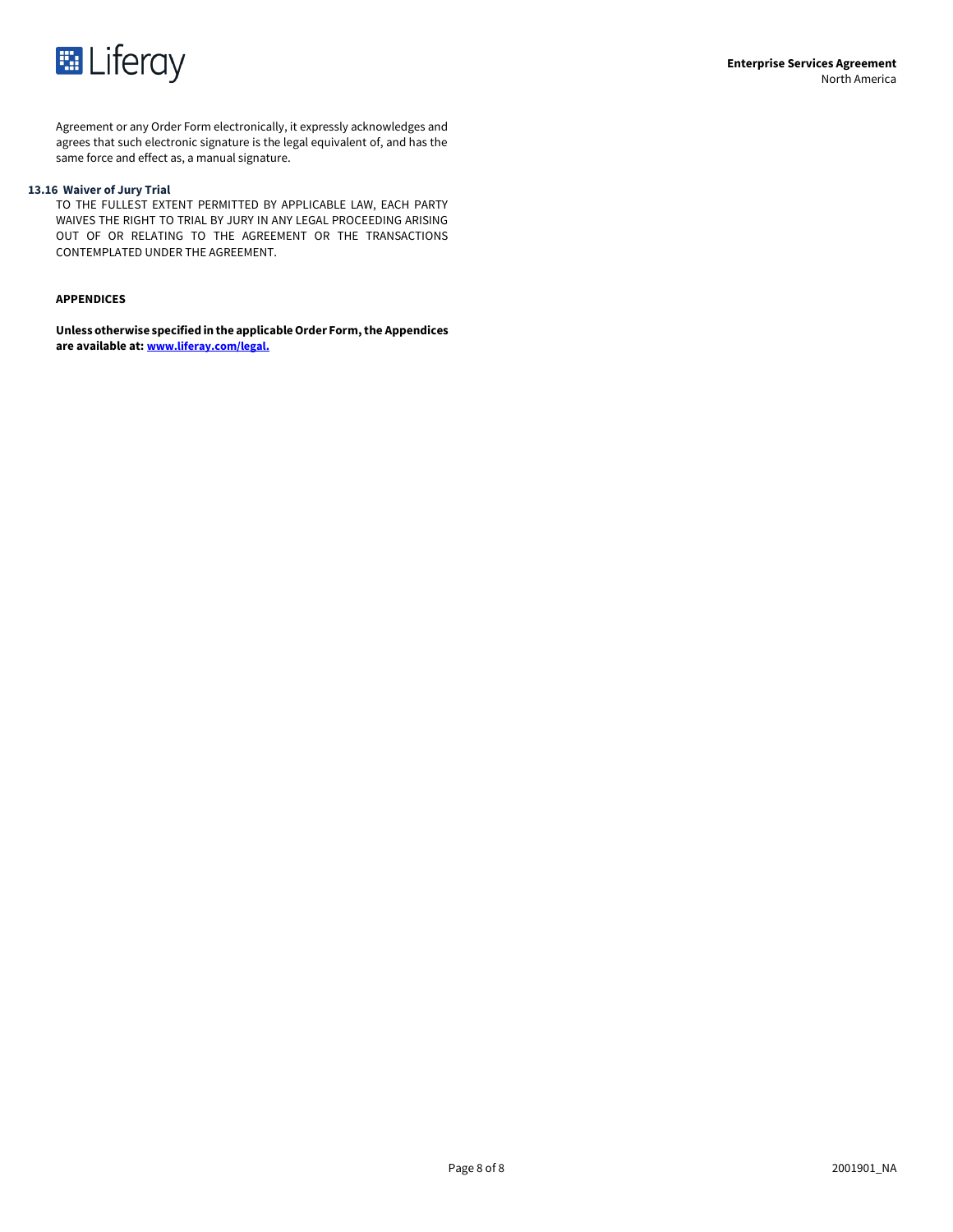Agreement or any Order Form electronically, it expressly acknowledges and agrees that such electronic signature is the legal equivalent of, and has the same force and effect as, a manual signature.

### 13.16 Waiver of Jury Trial

TO THE FULLEST EXTENT PERMITTED BY APPLICABLE LAW, EACH PARTY WAIVES THE RIGHT TO TRIAL BY JURY IN ANY LEGAL PROCEEDING ARISING OUT OF OR RELATING TO THE AGREEMENT OR THE TRANSACTIONS CONTEMPLATED UNDER THE AGREEMENT.

**APPENDICES**

**Unless otherwise specified in the applicable Order Form, the Appendices are available at: [www.liferay.com/legal.](http://www.liferay.com/legal)**